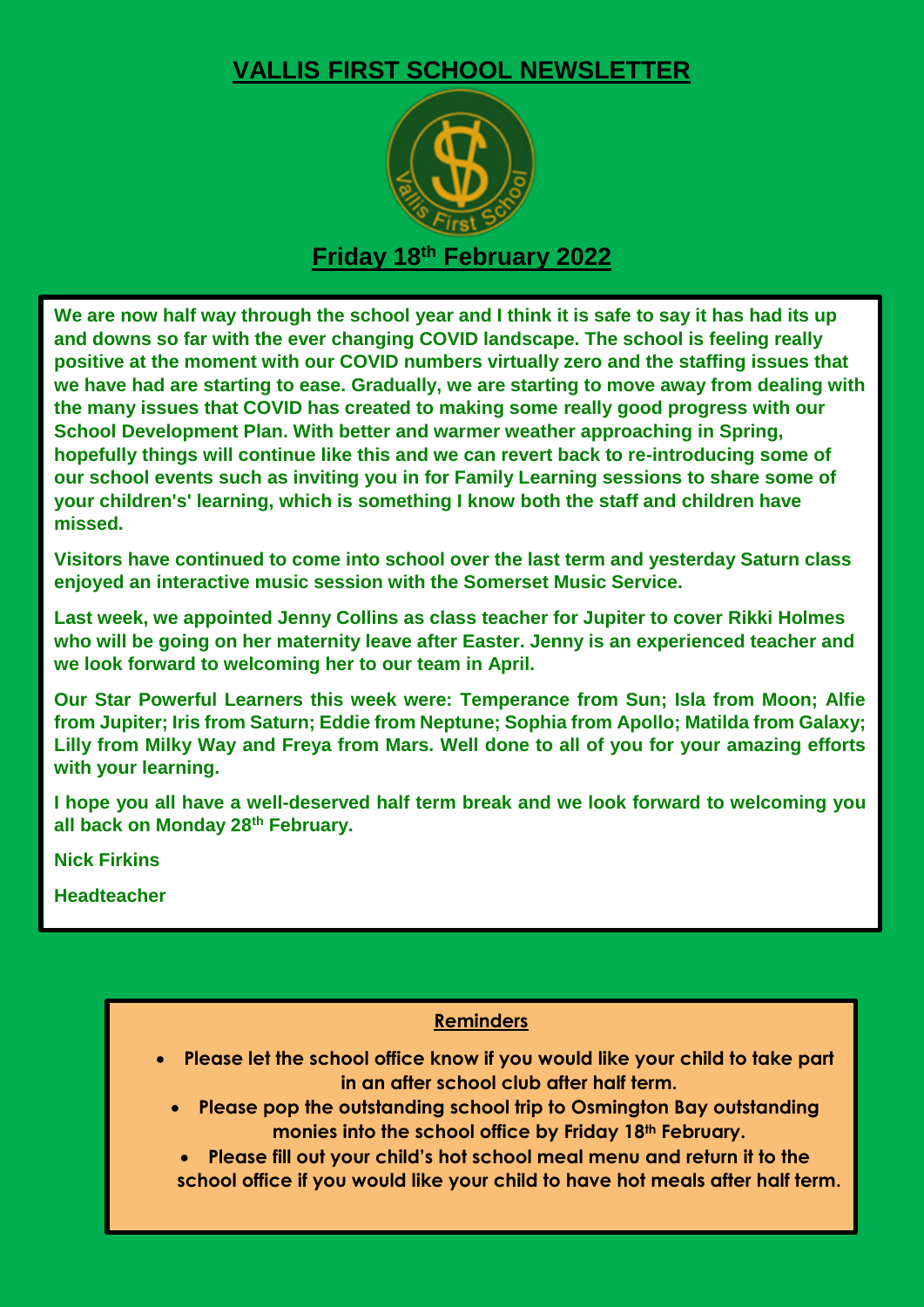# VALLIS FIRST SCHOOL NEWSLETTER

## Friday 18th February 2022

**We are now half way through the school year and I think it is safe to say it has had its up and downs so far with the ever changing COVID landscape. The school is feeling really positive at the moment with our COVID numbers virtually zero and the staffing issues that we have had are starting to ease. Gradually, we are starting to move away from dealing with the many issues that COVID has created to making some really good progress with our School Development Plan. With better and warmer weather approaching in Spring, hopefully things will continue like this and we can revert back to re-introducing some of our school events such as inviting you in for Family Learning sessions to share some of your children's' learning, which is something I know both the staff and children have missed.**

**Visitors have continued to come into school over the last term and yesterday Saturn class enjoyed an interactive music session with the Somerset Music Service.**

**Last week, we appointed Jenny Collins as class teacher for Jupiter to cover Rikki Holmes who will be going on her maternity leave after Easter. Jenny is an experienced teacher and we look forward to welcoming her to our team in April.**

**Our Star Powerful Learners this week were: Temperance from Sun; Isla from Moon; Alfie from Jupiter; Iris from Saturn; Eddie from Neptune; Sophia from Apollo; Matilda from Galaxy; Lilly from Milky Way and Freya from Mars. Well done to all of you for your amazing efforts with your learning.**

**I hope you all have a well-deserved half term break and we look forward to welcoming you all back on Monday 28th February.**

**Nick Firkins**

**Headteacher**

### Reminders

- **Please let the school office know if you would like your child to take part in an after school club after half term.**
- **Please pop the outstanding school trip to Osmington Bay outstanding monies into the school office by Friday 18th February.**
- **Please fill out your child's hot school meal menu and return it to the school office if you would like your child to have hot meals after half term.**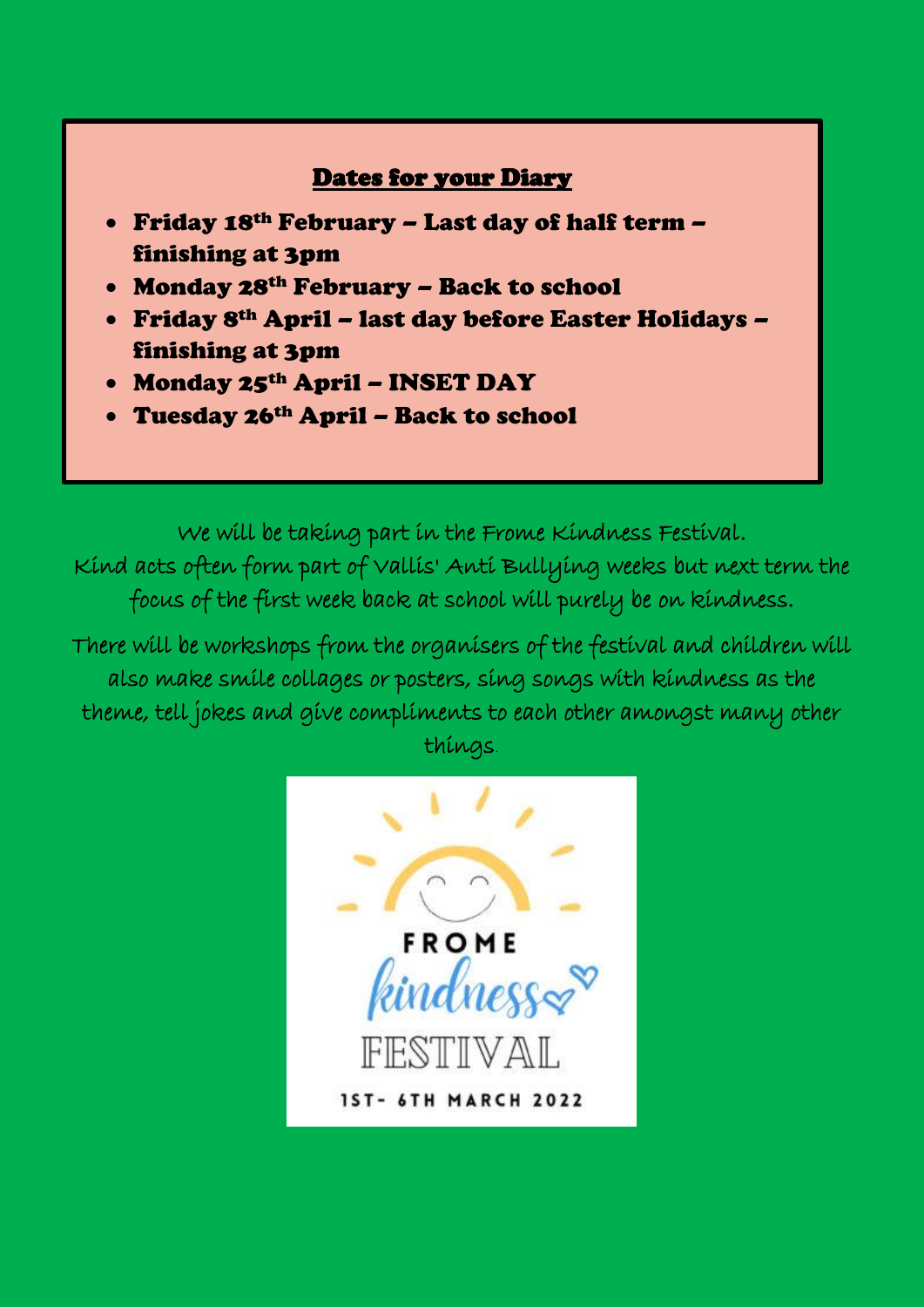## Dates for your Diary

- **Friday 18th February – Last day of half term – finishing at 3pm**
- **Monday 28th February – Back to school**
- **Friday 8th April – last day before Easter Holidays – finishing at 3pm**
- **Monday 25th April – INSET DAY**
- **Tuesday 26th April – Back to school**

We will be taking part in the Frome Kindness Festival.
Kind acts often form part of Vallis' Anti Bullying weeks but next term the focus of the first week back at school will purely be on kindness.

There will be workshops from the organisers of the festival and children will also make smile collages or posters, sing songs with kindness as the theme, tell jokes and give compliments to each other amongst many other things.

FROME
kindness
FESTIVAL
1ST- 6TH MARCH 2022